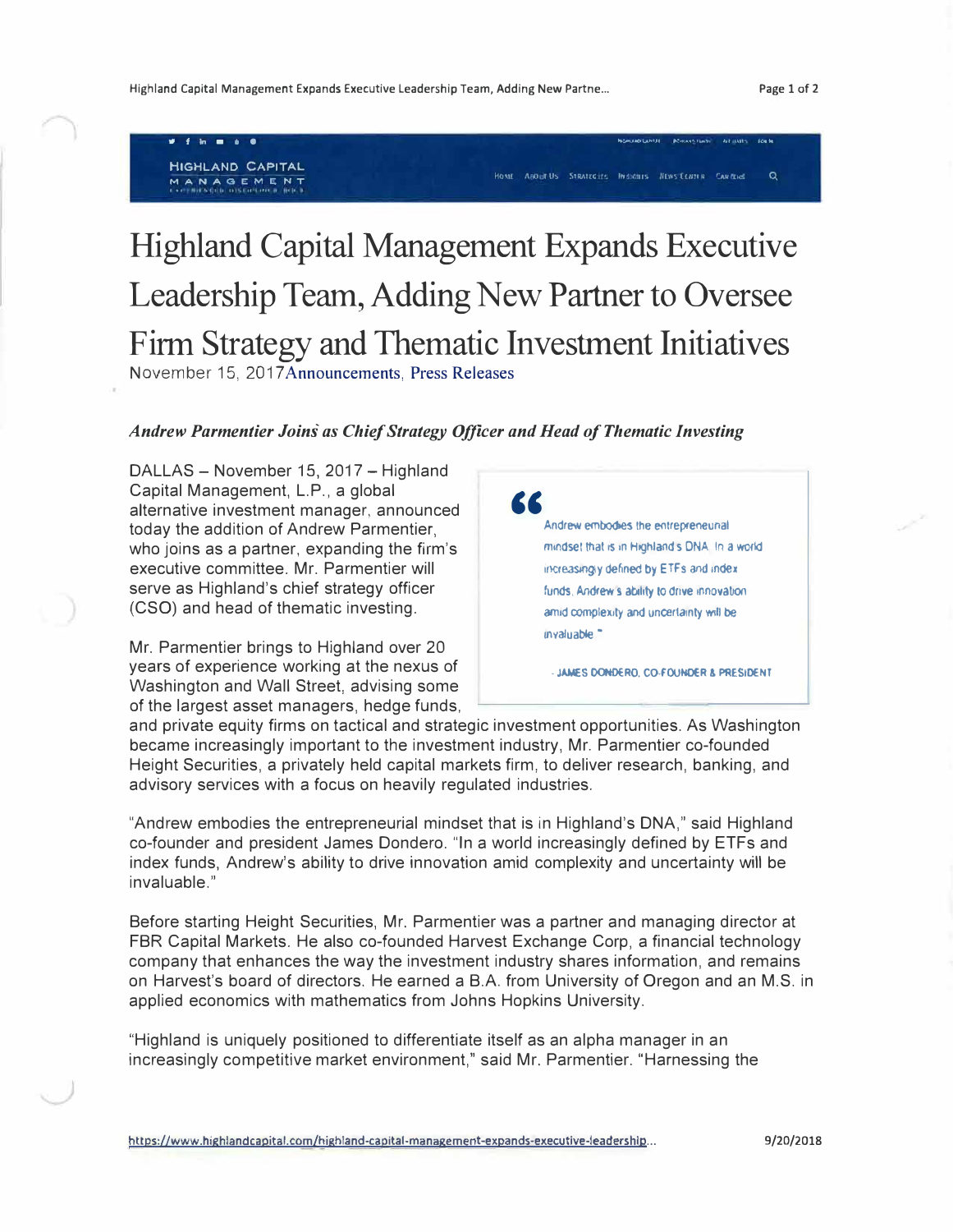# Highland Capital Management Expands Executive Leadership Team, Adding New Partner to Oversee Firm Strategy and Thematic Investment Initiatives

November 15, 2017 Announcements, Press Releases

***Andrew Parmentier Joins as Chief Strategy Officer and Head of Thematic Investing***

DALLAS – November 15, 2017 – Highland Capital Management, L.P., a global alternative investment manager, announced today the addition of Andrew Parmentier, who joins as a partner, expanding the firm's executive committee. Mr. Parmentier will serve as Highland's chief strategy officer (CSO) and head of thematic investing.

> "Andrew embodies the entrepreneurial mindset that is in Highland's DNA. In a world increasingly defined by ETFs and index funds, Andrew's ability to drive innovation amid complexity and uncertainty will be invaluable."
>
> - JAMES DONDERO, CO-FOUNDER & PRESIDENT

Mr. Parmentier brings to Highland over 20 years of experience working at the nexus of Washington and Wall Street, advising some of the largest asset managers, hedge funds, and private equity firms on tactical and strategic investment opportunities. As Washington became increasingly important to the investment industry, Mr. Parmentier co-founded Height Securities, a privately held capital markets firm, to deliver research, banking, and advisory services with a focus on heavily regulated industries.

"Andrew embodies the entrepreneurial mindset that is in Highland's DNA," said Highland co-founder and president James Dondero. "In a world increasingly defined by ETFs and index funds, Andrew's ability to drive innovation amid complexity and uncertainty will be invaluable."

Before starting Height Securities, Mr. Parmentier was a partner and managing director at FBR Capital Markets. He also co-founded Harvest Exchange Corp, a financial technology company that enhances the way the investment industry shares information, and remains on Harvest's board of directors. He earned a B.A. from University of Oregon and an M.S. in applied economics with mathematics from Johns Hopkins University.

"Highland is uniquely positioned to differentiate itself as an alpha manager in an increasingly competitive market environment," said Mr. Parmentier. "Harnessing the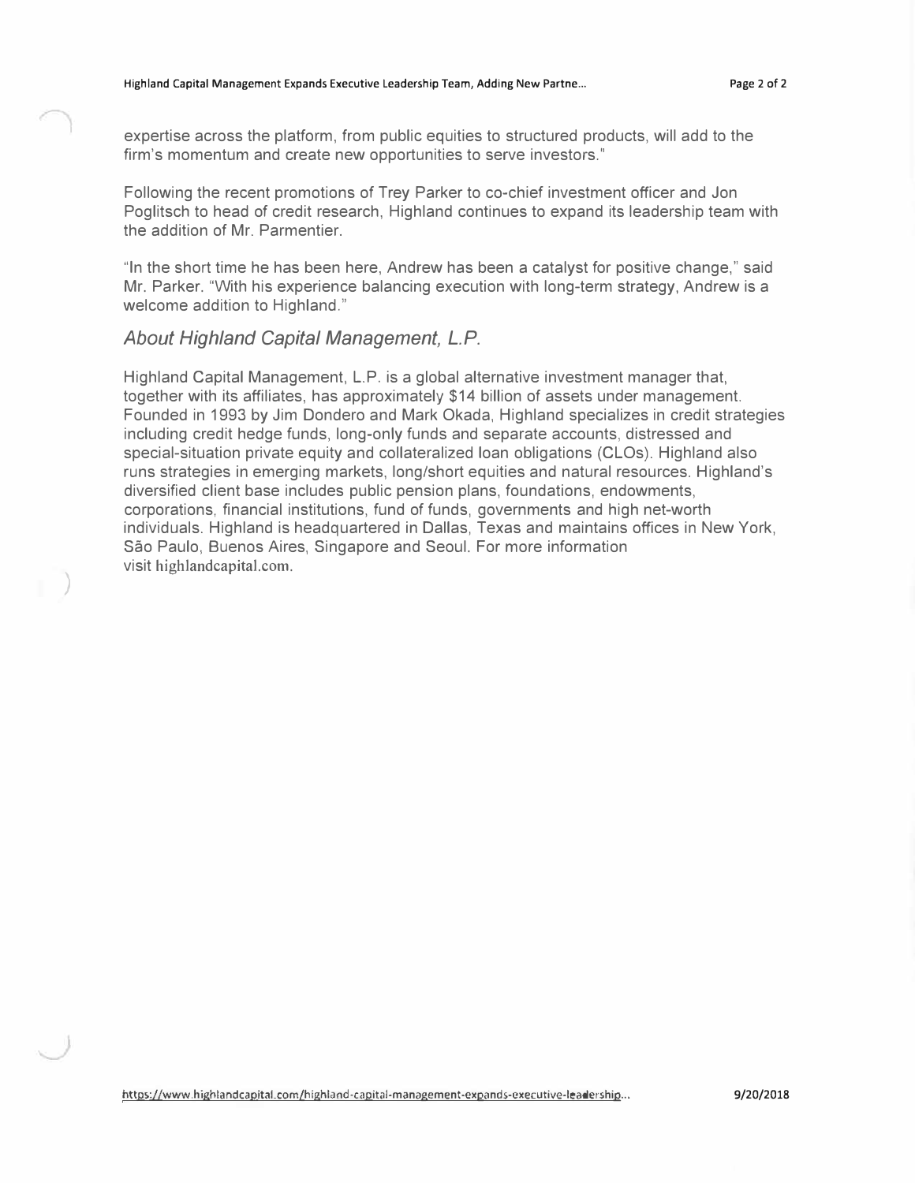expertise across the platform, from public equities to structured products, will add to the firm's momentum and create new opportunities to serve investors."

Following the recent promotions of Trey Parker to co-chief investment officer and Jon Poglitsch to head of credit research, Highland continues to expand its leadership team with the addition of Mr. Parmentier.

"In the short time he has been here, Andrew has been a catalyst for positive change," said Mr. Parker. "With his experience balancing execution with long-term strategy, Andrew is a welcome addition to Highland."

## *About Highland Capital Management, L.P.*

Highland Capital Management, L.P. is a global alternative investment manager that, together with its affiliates, has approximately $14 billion of assets under management. Founded in 1993 by Jim Dondero and Mark Okada, Highland specializes in credit strategies including credit hedge funds, long-only funds and separate accounts, distressed and special-situation private equity and collateralized loan obligations (CLOs). Highland also runs strategies in emerging markets, long/short equities and natural resources. Highland's diversified client base includes public pension plans, foundations, endowments, corporations, financial institutions, fund of funds, governments and high net-worth individuals. Highland is headquartered in Dallas, Texas and maintains offices in New York, São Paulo, Buenos Aires, Singapore and Seoul. For more information visit highlandcapital.com.